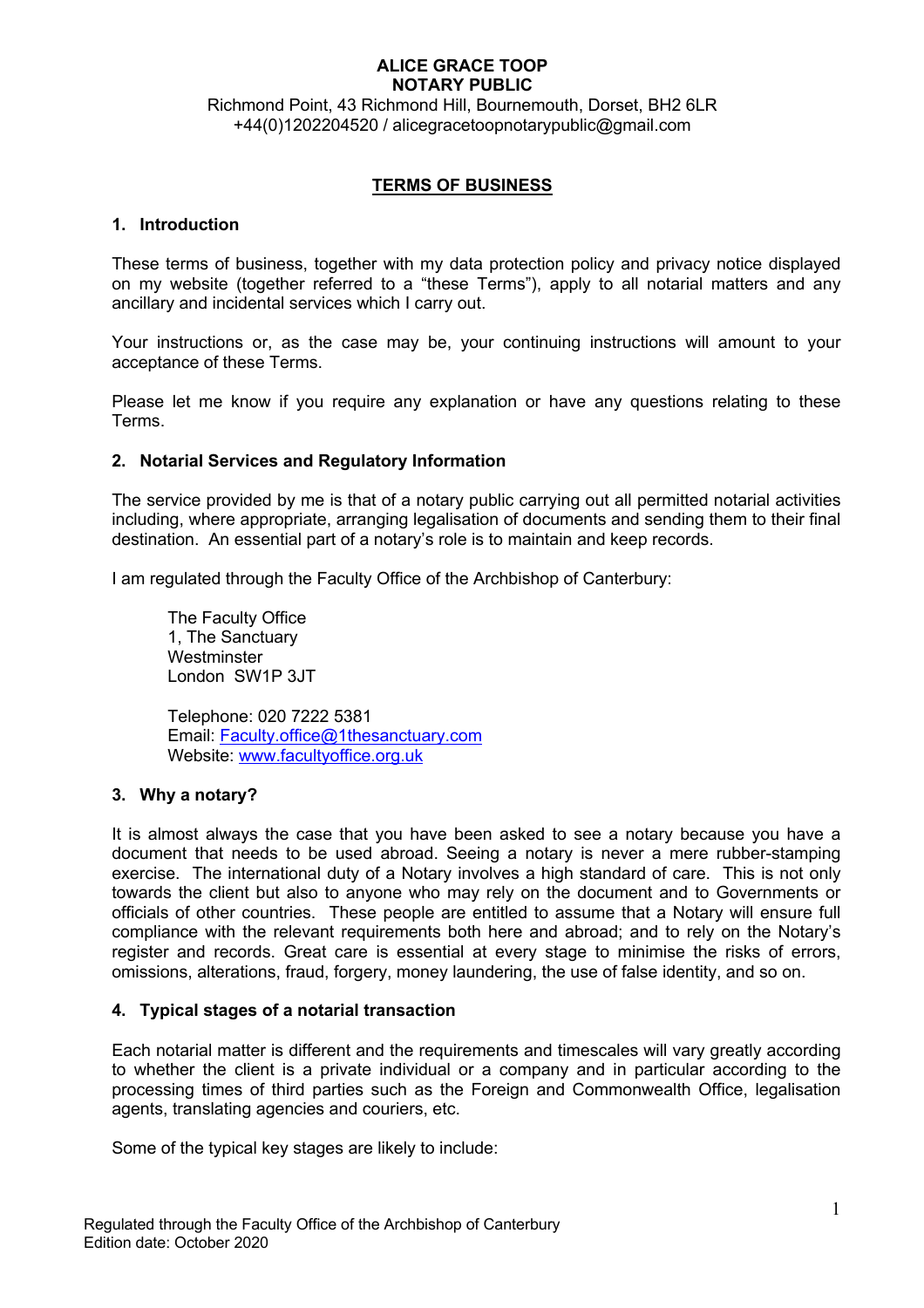**ALICE GRACE TOOP**
**NOTARY PUBLIC**
Richmond Point, 43 Richmond Hill, Bournemouth, Dorset, BH2 6LR
+44(0)1202204520 / alicegracetoopnotarypublic@gmail.com

# TERMS OF BUSINESS

## 1. Introduction

These terms of business, together with my data protection policy and privacy notice displayed on my website (together referred to a "these Terms"), apply to all notarial matters and any ancillary and incidental services which I carry out.

Your instructions or, as the case may be, your continuing instructions will amount to your acceptance of these Terms.

Please let me know if you require any explanation or have any questions relating to these Terms.

## 2. Notarial Services and Regulatory Information

The service provided by me is that of a notary public carrying out all permitted notarial activities including, where appropriate, arranging legalisation of documents and sending them to their final destination. An essential part of a notary's role is to maintain and keep records.

I am regulated through the Faculty Office of the Archbishop of Canterbury:

The Faculty Office
1, The Sanctuary
Westminster
London SW1P 3JT

Telephone: 020 7222 5381
Email: Faculty.office@1thesanctuary.com
Website: www.facultyoffice.org.uk

## 3. Why a notary?

It is almost always the case that you have been asked to see a notary because you have a document that needs to be used abroad. Seeing a notary is never a mere rubber-stamping exercise. The international duty of a Notary involves a high standard of care. This is not only towards the client but also to anyone who may rely on the document and to Governments or officials of other countries. These people are entitled to assume that a Notary will ensure full compliance with the relevant requirements both here and abroad; and to rely on the Notary's register and records. Great care is essential at every stage to minimise the risks of errors, omissions, alterations, fraud, forgery, money laundering, the use of false identity, and so on.

## 4. Typical stages of a notarial transaction

Each notarial matter is different and the requirements and timescales will vary greatly according to whether the client is a private individual or a company and in particular according to the processing times of third parties such as the Foreign and Commonwealth Office, legalisation agents, translating agencies and couriers, etc.

Some of the typical key stages are likely to include: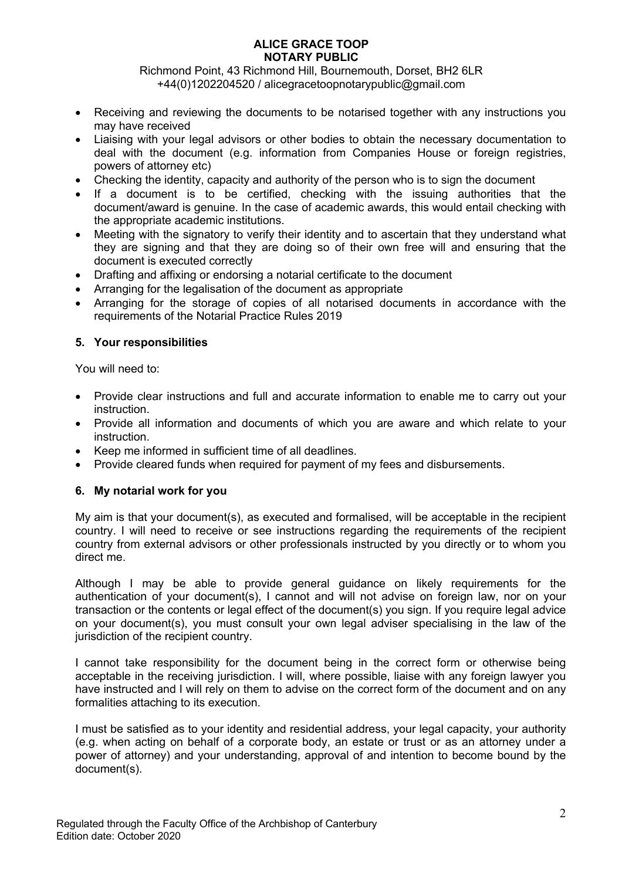- Receiving and reviewing the documents to be notarised together with any instructions you may have received
- Liaising with your legal advisors or other bodies to obtain the necessary documentation to deal with the document (e.g. information from Companies House or foreign registries, powers of attorney etc)
- Checking the identity, capacity and authority of the person who is to sign the document
- If a document is to be certified, checking with the issuing authorities that the document/award is genuine. In the case of academic awards, this would entail checking with the appropriate academic institutions.
- Meeting with the signatory to verify their identity and to ascertain that they understand what they are signing and that they are doing so of their own free will and ensuring that the document is executed correctly
- Drafting and affixing or endorsing a notarial certificate to the document
- Arranging for the legalisation of the document as appropriate
- Arranging for the storage of copies of all notarised documents in accordance with the requirements of the Notarial Practice Rules 2019

## 5. Your responsibilities

You will need to:

- Provide clear instructions and full and accurate information to enable me to carry out your instruction.
- Provide all information and documents of which you are aware and which relate to your instruction.
- Keep me informed in sufficient time of all deadlines.
- Provide cleared funds when required for payment of my fees and disbursements.

## 6. My notarial work for you

My aim is that your document(s), as executed and formalised, will be acceptable in the recipient country. I will need to receive or see instructions regarding the requirements of the recipient country from external advisors or other professionals instructed by you directly or to whom you direct me.

Although I may be able to provide general guidance on likely requirements for the authentication of your document(s), I cannot and will not advise on foreign law, nor on your transaction or the contents or legal effect of the document(s) you sign. If you require legal advice on your document(s), you must consult your own legal adviser specialising in the law of the jurisdiction of the recipient country.

I cannot take responsibility for the document being in the correct form or otherwise being acceptable in the receiving jurisdiction. I will, where possible, liaise with any foreign lawyer you have instructed and I will rely on them to advise on the correct form of the document and on any formalities attaching to its execution.

I must be satisfied as to your identity and residential address, your legal capacity, your authority (e.g. when acting on behalf of a corporate body, an estate or trust or as an attorney under a power of attorney) and your understanding, approval of and intention to become bound by the document(s).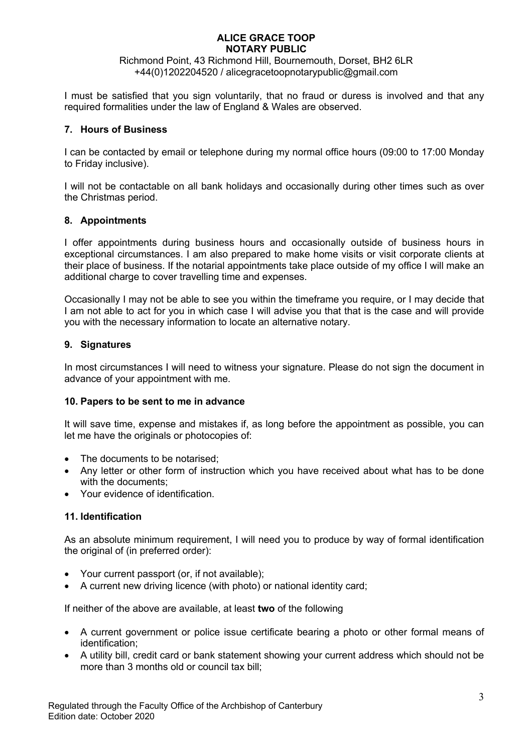I must be satisfied that you sign voluntarily, that no fraud or duress is involved and that any required formalities under the law of England & Wales are observed.

## 7. Hours of Business

I can be contacted by email or telephone during my normal office hours (09:00 to 17:00 Monday to Friday inclusive).

I will not be contactable on all bank holidays and occasionally during other times such as over the Christmas period.

## 8. Appointments

I offer appointments during business hours and occasionally outside of business hours in exceptional circumstances. I am also prepared to make home visits or visit corporate clients at their place of business. If the notarial appointments take place outside of my office I will make an additional charge to cover travelling time and expenses.

Occasionally I may not be able to see you within the timeframe you require, or I may decide that I am not able to act for you in which case I will advise you that that is the case and will provide you with the necessary information to locate an alternative notary.

## 9. Signatures

In most circumstances I will need to witness your signature. Please do not sign the document in advance of your appointment with me.

## 10. Papers to be sent to me in advance

It will save time, expense and mistakes if, as long before the appointment as possible, you can let me have the originals or photocopies of:

- The documents to be notarised;
- Any letter or other form of instruction which you have received about what has to be done with the documents;
- Your evidence of identification.

## 11. Identification

As an absolute minimum requirement, I will need you to produce by way of formal identification the original of (in preferred order):

- Your current passport (or, if not available);
- A current new driving licence (with photo) or national identity card;

If neither of the above are available, at least **two** of the following

- A current government or police issue certificate bearing a photo or other formal means of identification;
- A utility bill, credit card or bank statement showing your current address which should not be more than 3 months old or council tax bill;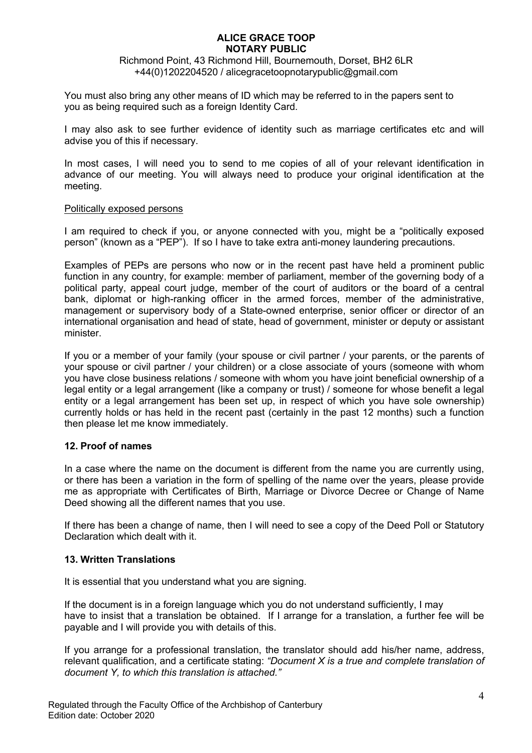You must also bring any other means of ID which may be referred to in the papers sent to you as being required such as a foreign Identity Card.

I may also ask to see further evidence of identity such as marriage certificates etc and will advise you of this if necessary.

In most cases, I will need you to send to me copies of all of your relevant identification in advance of our meeting. You will always need to produce your original identification at the meeting.

Politically exposed persons

I am required to check if you, or anyone connected with you, might be a "politically exposed person" (known as a "PEP"). If so I have to take extra anti-money laundering precautions.

Examples of PEPs are persons who now or in the recent past have held a prominent public function in any country, for example: member of parliament, member of the governing body of a political party, appeal court judge, member of the court of auditors or the board of a central bank, diplomat or high-ranking officer in the armed forces, member of the administrative, management or supervisory body of a State-owned enterprise, senior officer or director of an international organisation and head of state, head of government, minister or deputy or assistant minister.

If you or a member of your family (your spouse or civil partner / your parents, or the parents of your spouse or civil partner / your children) or a close associate of yours (someone with whom you have close business relations / someone with whom you have joint beneficial ownership of a legal entity or a legal arrangement (like a company or trust) / someone for whose benefit a legal entity or a legal arrangement has been set up, in respect of which you have sole ownership) currently holds or has held in the recent past (certainly in the past 12 months) such a function then please let me know immediately.

**12. Proof of names**

In a case where the name on the document is different from the name you are currently using, or there has been a variation in the form of spelling of the name over the years, please provide me as appropriate with Certificates of Birth, Marriage or Divorce Decree or Change of Name Deed showing all the different names that you use.

If there has been a change of name, then I will need to see a copy of the Deed Poll or Statutory Declaration which dealt with it.

**13. Written Translations**

It is essential that you understand what you are signing.

If the document is in a foreign language which you do not understand sufficiently, I may have to insist that a translation be obtained. If I arrange for a translation, a further fee will be payable and I will provide you with details of this.

If you arrange for a professional translation, the translator should add his/her name, address, relevant qualification, and a certificate stating: *"Document X is a true and complete translation of document Y, to which this translation is attached."*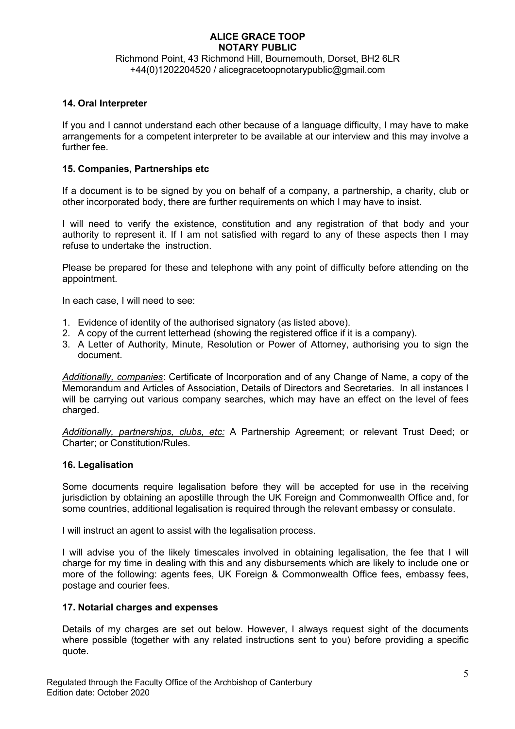## 14. Oral Interpreter

If you and I cannot understand each other because of a language difficulty, I may have to make arrangements for a competent interpreter to be available at our interview and this may involve a further fee.

## 15. Companies, Partnerships etc

If a document is to be signed by you on behalf of a company, a partnership, a charity, club or other incorporated body, there are further requirements on which I may have to insist.

I will need to verify the existence, constitution and any registration of that body and your authority to represent it. If I am not satisfied with regard to any of these aspects then I may refuse to undertake the instruction.

Please be prepared for these and telephone with any point of difficulty before attending on the appointment.

In each case, I will need to see:

1. Evidence of identity of the authorised signatory (as listed above).
2. A copy of the current letterhead (showing the registered office if it is a company).
3. A Letter of Authority, Minute, Resolution or Power of Attorney, authorising you to sign the document.

*Additionally, companies*: Certificate of Incorporation and of any Change of Name, a copy of the Memorandum and Articles of Association, Details of Directors and Secretaries. In all instances I will be carrying out various company searches, which may have an effect on the level of fees charged.

*Additionally, partnerships, clubs, etc:* A Partnership Agreement; or relevant Trust Deed; or Charter; or Constitution/Rules.

## 16. Legalisation

Some documents require legalisation before they will be accepted for use in the receiving jurisdiction by obtaining an apostille through the UK Foreign and Commonwealth Office and, for some countries, additional legalisation is required through the relevant embassy or consulate.

I will instruct an agent to assist with the legalisation process.

I will advise you of the likely timescales involved in obtaining legalisation, the fee that I will charge for my time in dealing with this and any disbursements which are likely to include one or more of the following: agents fees, UK Foreign & Commonwealth Office fees, embassy fees, postage and courier fees.

## 17. Notarial charges and expenses

Details of my charges are set out below. However, I always request sight of the documents where possible (together with any related instructions sent to you) before providing a specific quote.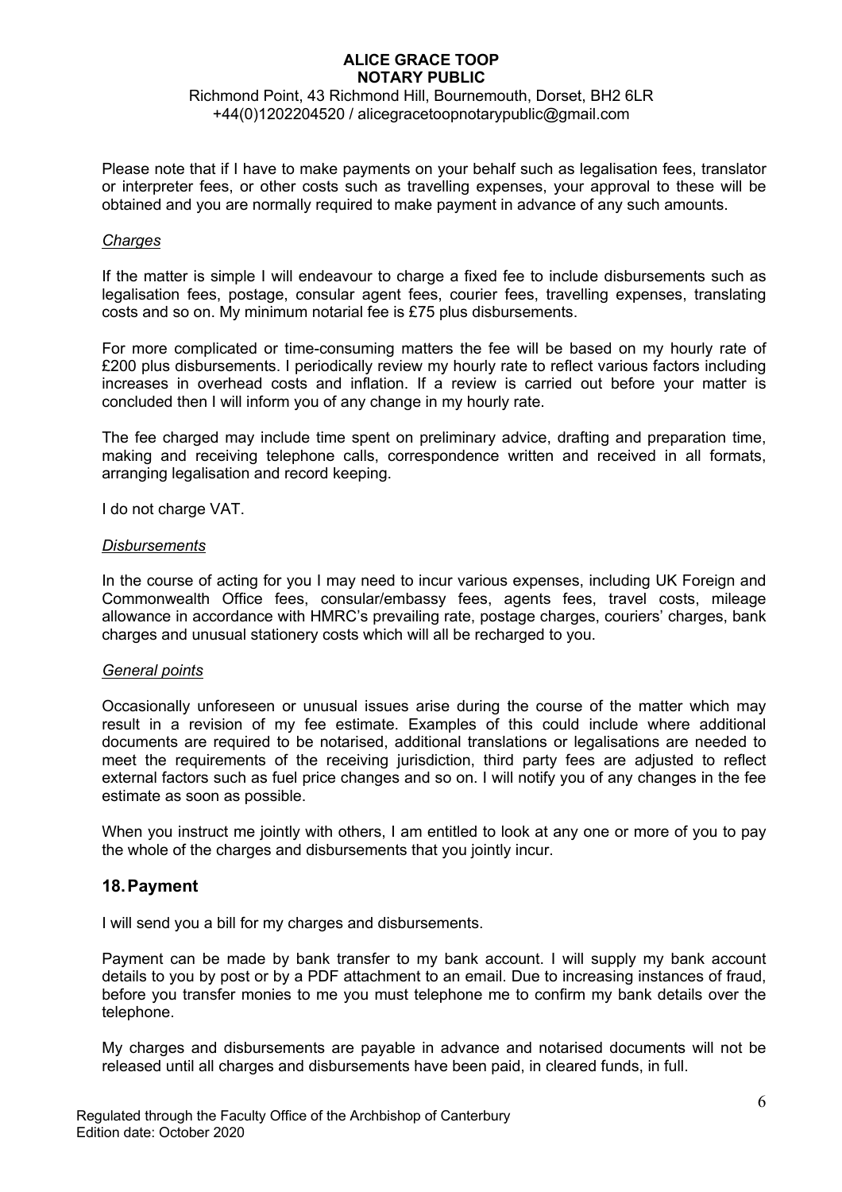Please note that if I have to make payments on your behalf such as legalisation fees, translator or interpreter fees, or other costs such as travelling expenses, your approval to these will be obtained and you are normally required to make payment in advance of any such amounts.

*Charges*

If the matter is simple I will endeavour to charge a fixed fee to include disbursements such as legalisation fees, postage, consular agent fees, courier fees, travelling expenses, translating costs and so on. My minimum notarial fee is £75 plus disbursements.

For more complicated or time-consuming matters the fee will be based on my hourly rate of £200 plus disbursements. I periodically review my hourly rate to reflect various factors including increases in overhead costs and inflation. If a review is carried out before your matter is concluded then I will inform you of any change in my hourly rate.

The fee charged may include time spent on preliminary advice, drafting and preparation time, making and receiving telephone calls, correspondence written and received in all formats, arranging legalisation and record keeping.

I do not charge VAT.

*Disbursements*

In the course of acting for you I may need to incur various expenses, including UK Foreign and Commonwealth Office fees, consular/embassy fees, agents fees, travel costs, mileage allowance in accordance with HMRC's prevailing rate, postage charges, couriers' charges, bank charges and unusual stationery costs which will all be recharged to you.

*General points*

Occasionally unforeseen or unusual issues arise during the course of the matter which may result in a revision of my fee estimate. Examples of this could include where additional documents are required to be notarised, additional translations or legalisations are needed to meet the requirements of the receiving jurisdiction, third party fees are adjusted to reflect external factors such as fuel price changes and so on. I will notify you of any changes in the fee estimate as soon as possible.

When you instruct me jointly with others, I am entitled to look at any one or more of you to pay the whole of the charges and disbursements that you jointly incur.

## 18. Payment

I will send you a bill for my charges and disbursements.

Payment can be made by bank transfer to my bank account. I will supply my bank account details to you by post or by a PDF attachment to an email. Due to increasing instances of fraud, before you transfer monies to me you must telephone me to confirm my bank details over the telephone.

My charges and disbursements are payable in advance and notarised documents will not be released until all charges and disbursements have been paid, in cleared funds, in full.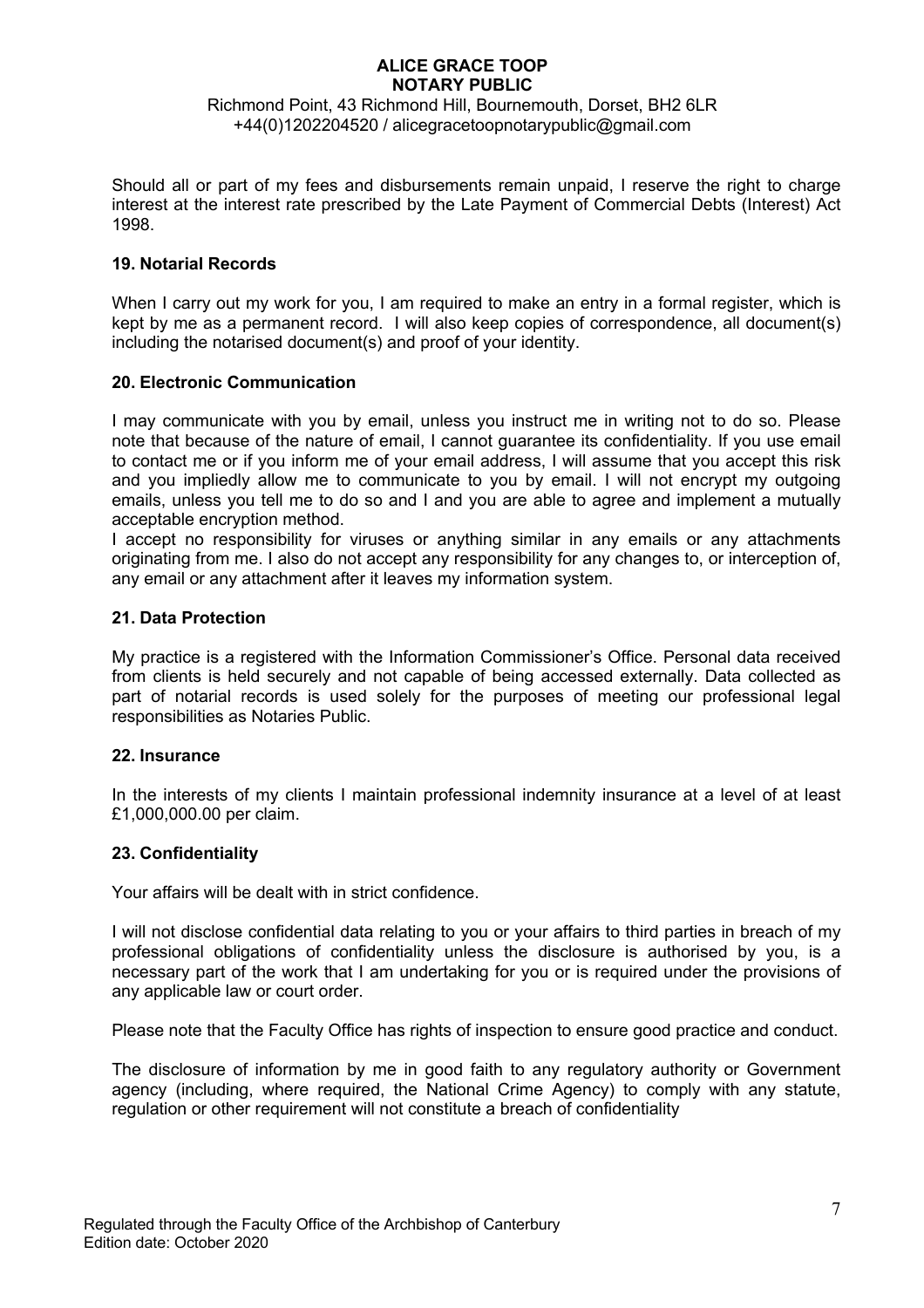Should all or part of my fees and disbursements remain unpaid, I reserve the right to charge interest at the interest rate prescribed by the Late Payment of Commercial Debts (Interest) Act 1998.

### 19. Notarial Records

When I carry out my work for you, I am required to make an entry in a formal register, which is kept by me as a permanent record. I will also keep copies of correspondence, all document(s) including the notarised document(s) and proof of your identity.

### 20. Electronic Communication

I may communicate with you by email, unless you instruct me in writing not to do so. Please note that because of the nature of email, I cannot guarantee its confidentiality. If you use email to contact me or if you inform me of your email address, I will assume that you accept this risk and you impliedly allow me to communicate to you by email. I will not encrypt my outgoing emails, unless you tell me to do so and I and you are able to agree and implement a mutually acceptable encryption method.
I accept no responsibility for viruses or anything similar in any emails or any attachments originating from me. I also do not accept any responsibility for any changes to, or interception of, any email or any attachment after it leaves my information system.

### 21. Data Protection

My practice is a registered with the Information Commissioner's Office. Personal data received from clients is held securely and not capable of being accessed externally. Data collected as part of notarial records is used solely for the purposes of meeting our professional legal responsibilities as Notaries Public.

### 22. Insurance

In the interests of my clients I maintain professional indemnity insurance at a level of at least £1,000,000.00 per claim.

### 23. Confidentiality

Your affairs will be dealt with in strict confidence.

I will not disclose confidential data relating to you or your affairs to third parties in breach of my professional obligations of confidentiality unless the disclosure is authorised by you, is a necessary part of the work that I am undertaking for you or is required under the provisions of any applicable law or court order.

Please note that the Faculty Office has rights of inspection to ensure good practice and conduct.

The disclosure of information by me in good faith to any regulatory authority or Government agency (including, where required, the National Crime Agency) to comply with any statute, regulation or other requirement will not constitute a breach of confidentiality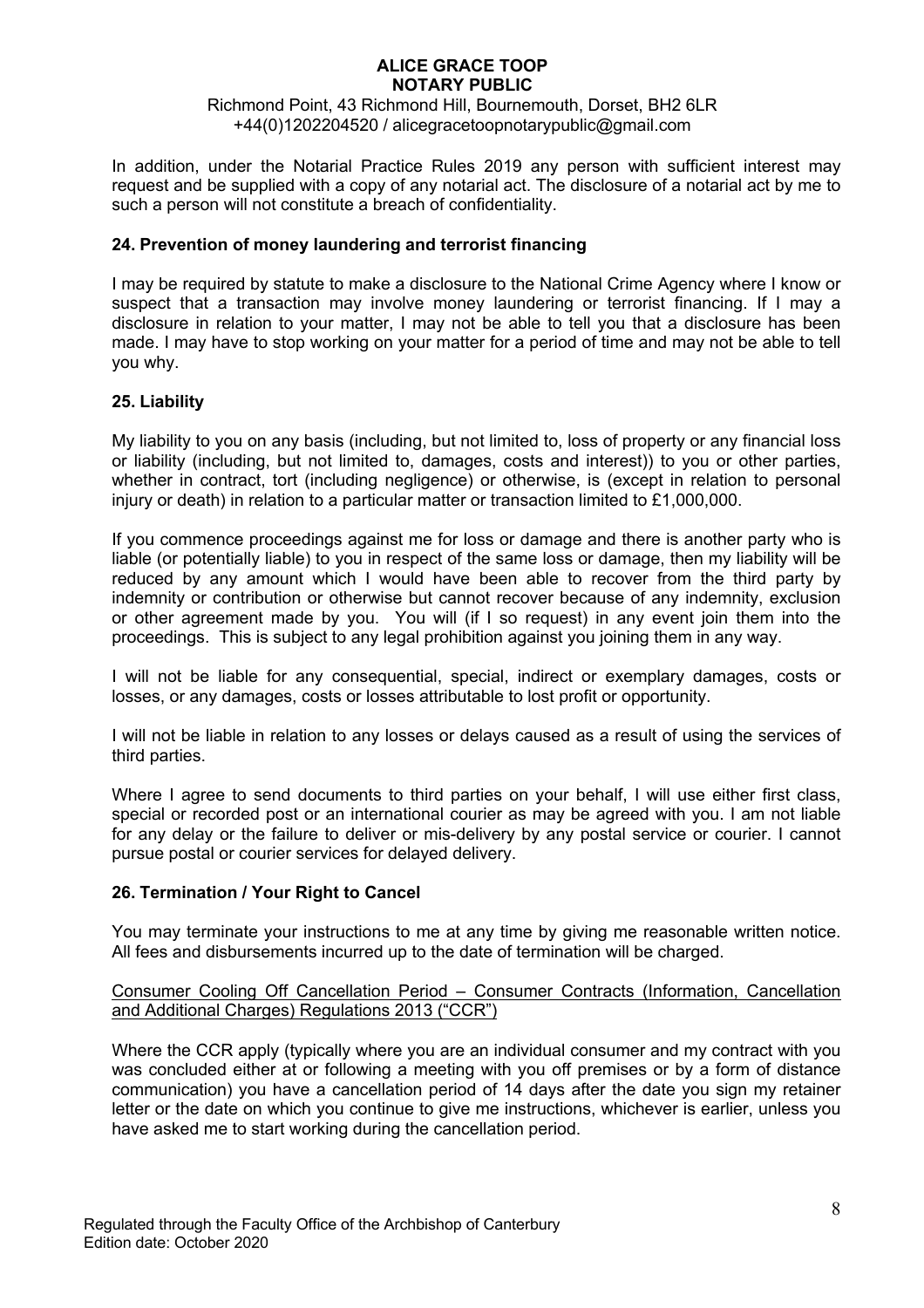In addition, under the Notarial Practice Rules 2019 any person with sufficient interest may request and be supplied with a copy of any notarial act. The disclosure of a notarial act by me to such a person will not constitute a breach of confidentiality.

## 24. Prevention of money laundering and terrorist financing

I may be required by statute to make a disclosure to the National Crime Agency where I know or suspect that a transaction may involve money laundering or terrorist financing. If I may a disclosure in relation to your matter, I may not be able to tell you that a disclosure has been made. I may have to stop working on your matter for a period of time and may not be able to tell you why.

## 25. Liability

My liability to you on any basis (including, but not limited to, loss of property or any financial loss or liability (including, but not limited to, damages, costs and interest)) to you or other parties, whether in contract, tort (including negligence) or otherwise, is (except in relation to personal injury or death) in relation to a particular matter or transaction limited to £1,000,000.

If you commence proceedings against me for loss or damage and there is another party who is liable (or potentially liable) to you in respect of the same loss or damage, then my liability will be reduced by any amount which I would have been able to recover from the third party by indemnity or contribution or otherwise but cannot recover because of any indemnity, exclusion or other agreement made by you. You will (if I so request) in any event join them into the proceedings. This is subject to any legal prohibition against you joining them in any way.

I will not be liable for any consequential, special, indirect or exemplary damages, costs or losses, or any damages, costs or losses attributable to lost profit or opportunity.

I will not be liable in relation to any losses or delays caused as a result of using the services of third parties.

Where I agree to send documents to third parties on your behalf, I will use either first class, special or recorded post or an international courier as may be agreed with you. I am not liable for any delay or the failure to deliver or mis-delivery by any postal service or courier. I cannot pursue postal or courier services for delayed delivery.

## 26. Termination / Your Right to Cancel

You may terminate your instructions to me at any time by giving me reasonable written notice. All fees and disbursements incurred up to the date of termination will be charged.

<u>Consumer Cooling Off Cancellation Period – Consumer Contracts (Information, Cancellation and Additional Charges) Regulations 2013 ("CCR")</u>

Where the CCR apply (typically where you are an individual consumer and my contract with you was concluded either at or following a meeting with you off premises or by a form of distance communication) you have a cancellation period of 14 days after the date you sign my retainer letter or the date on which you continue to give me instructions, whichever is earlier, unless you have asked me to start working during the cancellation period.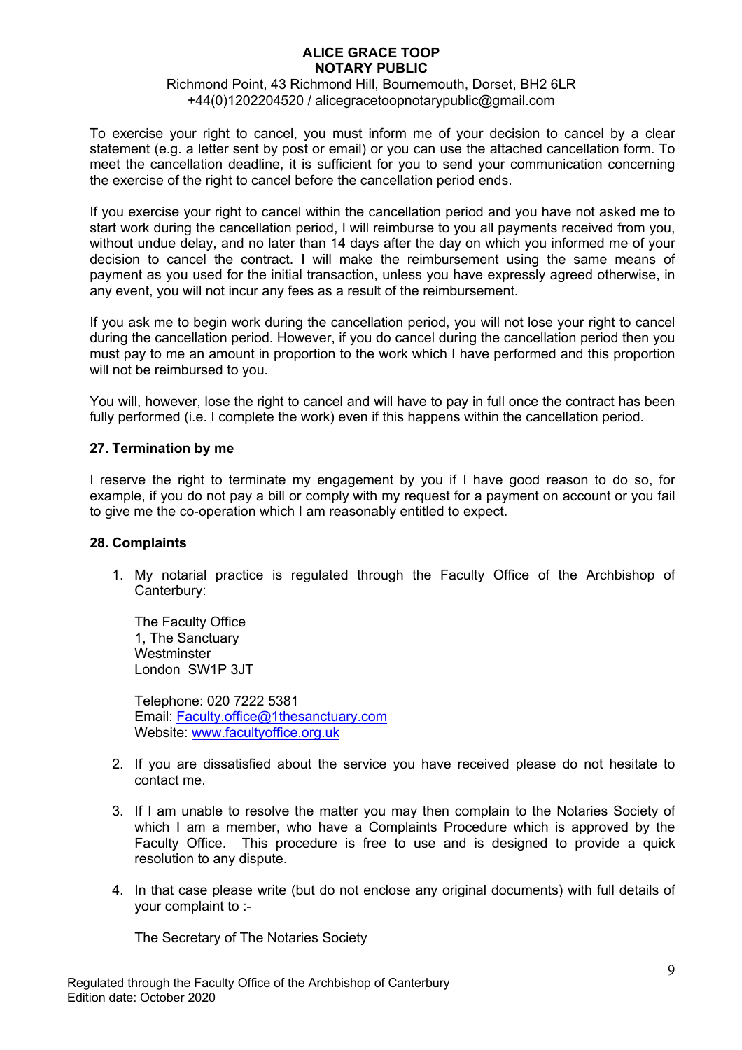To exercise your right to cancel, you must inform me of your decision to cancel by a clear statement (e.g. a letter sent by post or email) or you can use the attached cancellation form. To meet the cancellation deadline, it is sufficient for you to send your communication concerning the exercise of the right to cancel before the cancellation period ends.

If you exercise your right to cancel within the cancellation period and you have not asked me to start work during the cancellation period, I will reimburse to you all payments received from you, without undue delay, and no later than 14 days after the day on which you informed me of your decision to cancel the contract. I will make the reimbursement using the same means of payment as you used for the initial transaction, unless you have expressly agreed otherwise, in any event, you will not incur any fees as a result of the reimbursement.

If you ask me to begin work during the cancellation period, you will not lose your right to cancel during the cancellation period. However, if you do cancel during the cancellation period then you must pay to me an amount in proportion to the work which I have performed and this proportion will not be reimbursed to you.

You will, however, lose the right to cancel and will have to pay in full once the contract has been fully performed (i.e. I complete the work) even if this happens within the cancellation period.

### 27. Termination by me

I reserve the right to terminate my engagement by you if I have good reason to do so, for example, if you do not pay a bill or comply with my request for a payment on account or you fail to give me the co-operation which I am reasonably entitled to expect.

### 28. Complaints

1. My notarial practice is regulated through the Faculty Office of the Archbishop of Canterbury:

   The Faculty Office
   1, The Sanctuary
   Westminster
   London SW1P 3JT

   Telephone: 020 7222 5381
   Email: Faculty.office@1thesanctuary.com
   Website: www.facultyoffice.org.uk

2. If you are dissatisfied about the service you have received please do not hesitate to contact me.

3. If I am unable to resolve the matter you may then complain to the Notaries Society of which I am a member, who have a Complaints Procedure which is approved by the Faculty Office. This procedure is free to use and is designed to provide a quick resolution to any dispute.

4. In that case please write (but do not enclose any original documents) with full details of your complaint to :-

   The Secretary of The Notaries Society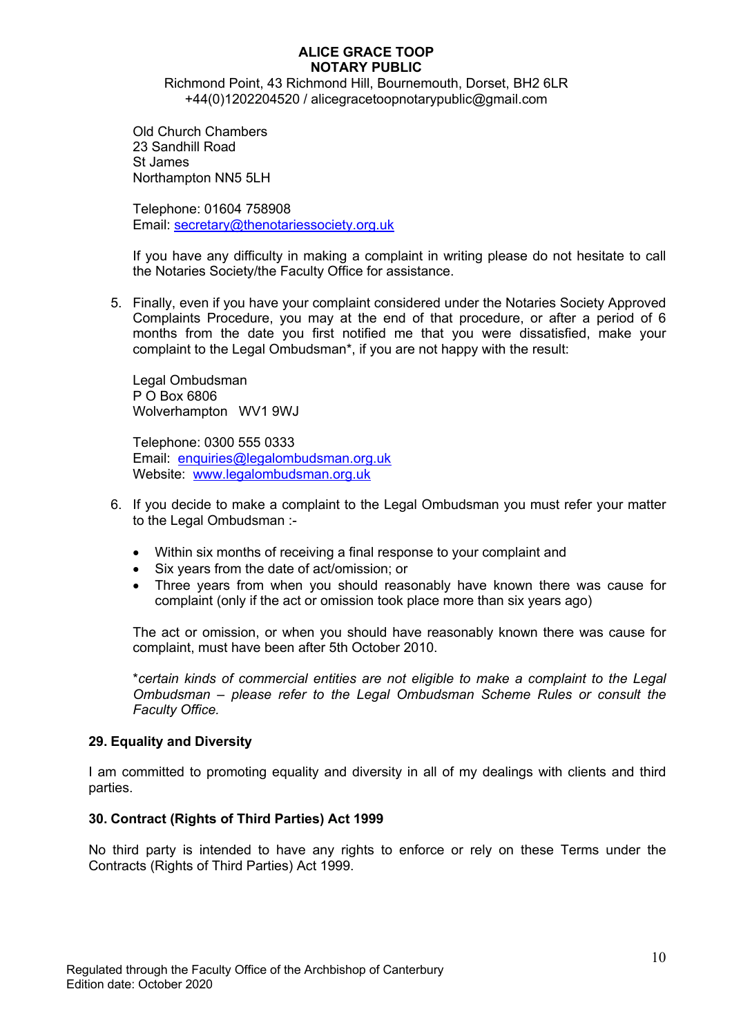**ALICE GRACE TOOP**
**NOTARY PUBLIC**
Richmond Point, 43 Richmond Hill, Bournemouth, Dorset, BH2 6LR
+44(0)1202204520 / alicegracetoopnotarypublic@gmail.com

Old Church Chambers
23 Sandhill Road
St James
Northampton NN5 5LH

Telephone: 01604 758908
Email: secretary@thenotariessociety.org.uk

If you have any difficulty in making a complaint in writing please do not hesitate to call the Notaries Society/the Faculty Office for assistance.

5. Finally, even if you have your complaint considered under the Notaries Society Approved Complaints Procedure, you may at the end of that procedure, or after a period of 6 months from the date you first notified me that you were dissatisfied, make your complaint to the Legal Ombudsman*, if you are not happy with the result:

   Legal Ombudsman
   P O Box 6806
   Wolverhampton WV1 9WJ

   Telephone: 0300 555 0333
   Email: enquiries@legalombudsman.org.uk
   Website: www.legalombudsman.org.uk

6. If you decide to make a complaint to the Legal Ombudsman you must refer your matter to the Legal Ombudsman :-

   - Within six months of receiving a final response to your complaint and
   - Six years from the date of act/omission; or
   - Three years from when you should reasonably have known there was cause for complaint (only if the act or omission took place more than six years ago)

   The act or omission, or when you should have reasonably known there was cause for complaint, must have been after 5th October 2010.

   *\*certain kinds of commercial entities are not eligible to make a complaint to the Legal Ombudsman – please refer to the Legal Ombudsman Scheme Rules or consult the Faculty Office.*

## 29. Equality and Diversity

I am committed to promoting equality and diversity in all of my dealings with clients and third parties.

## 30. Contract (Rights of Third Parties) Act 1999

No third party is intended to have any rights to enforce or rely on these Terms under the Contracts (Rights of Third Parties) Act 1999.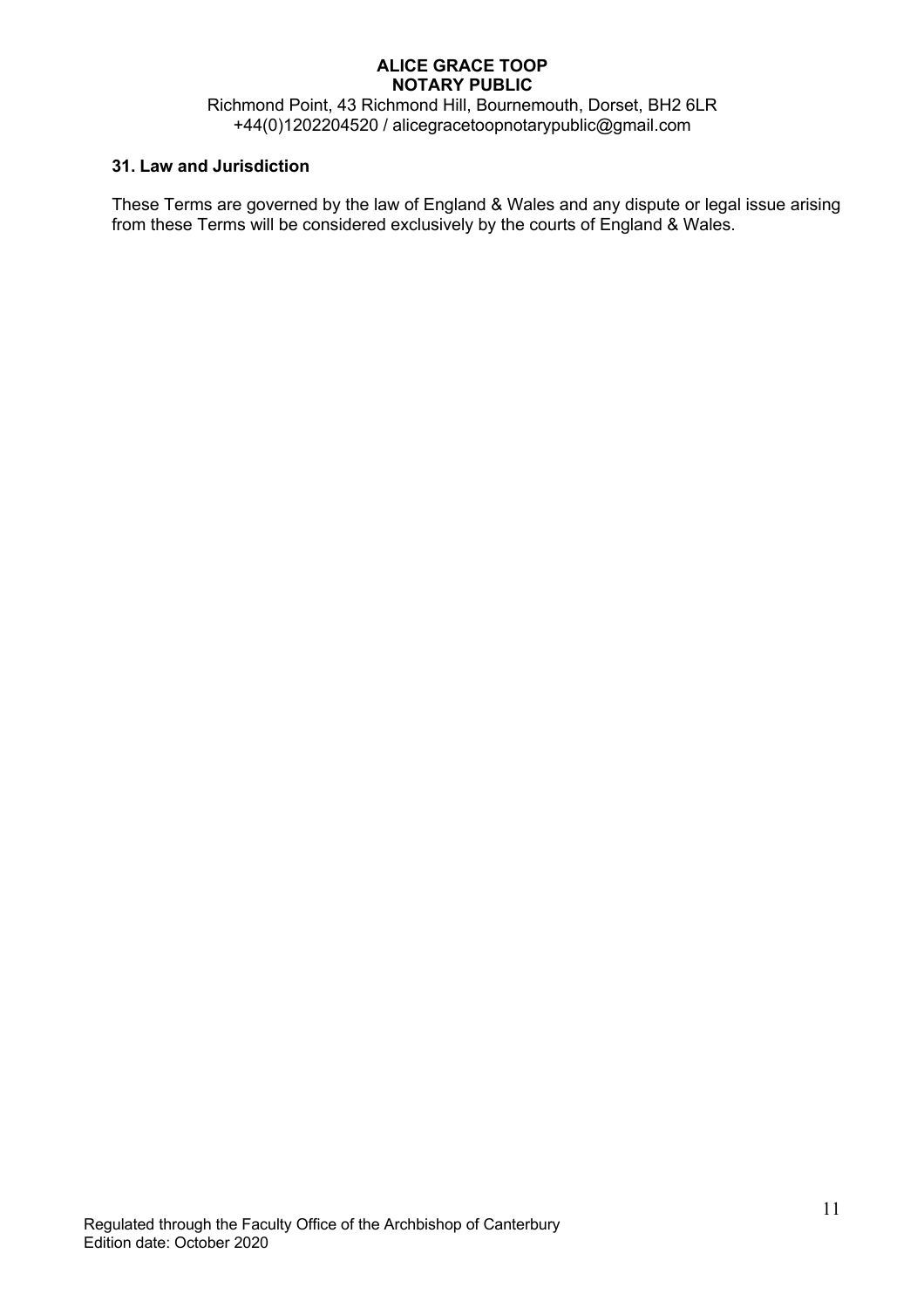## 31. Law and Jurisdiction

These Terms are governed by the law of England & Wales and any dispute or legal issue arising from these Terms will be considered exclusively by the courts of England & Wales.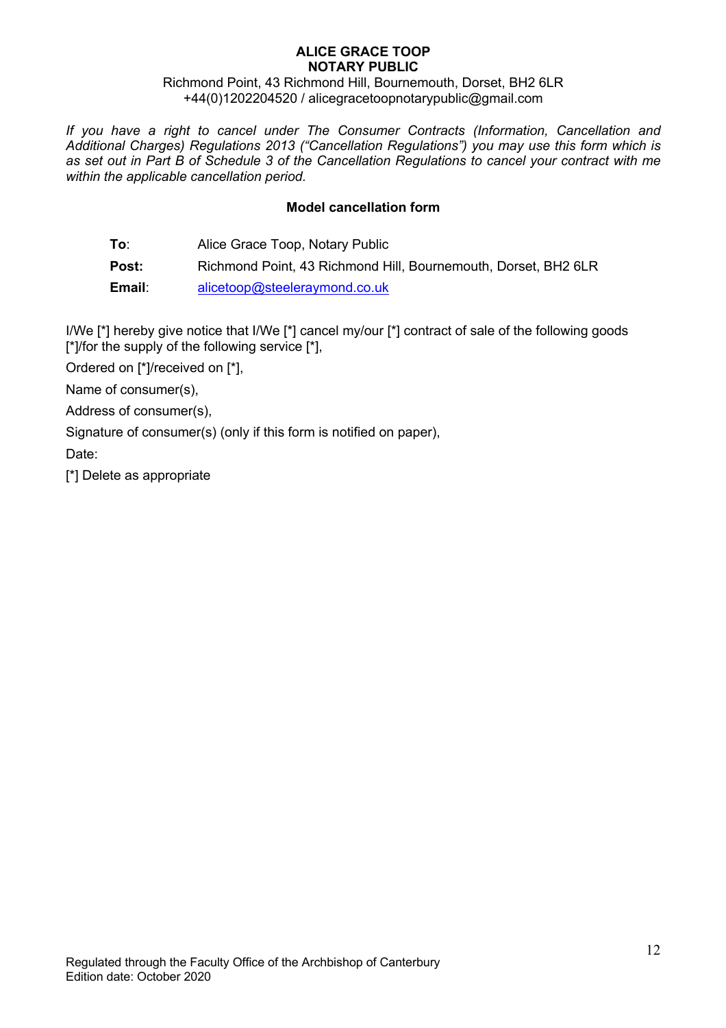**ALICE GRACE TOOP**
**NOTARY PUBLIC**

Richmond Point, 43 Richmond Hill, Bournemouth, Dorset, BH2 6LR
+44(0)1202204520 / alicegracetoopnotarypublic@gmail.com

*If you have a right to cancel under The Consumer Contracts (Information, Cancellation and Additional Charges) Regulations 2013 ("Cancellation Regulations") you may use this form which is as set out in Part B of Schedule 3 of the Cancellation Regulations to cancel your contract with me within the applicable cancellation period.*

**Model cancellation form**

| | |
|---|---|
| **To**: | Alice Grace Toop, Notary Public |
| **Post:** | Richmond Point, 43 Richmond Hill, Bournemouth, Dorset, BH2 6LR |
| **Email**: | alicetoop@steeleraymond.co.uk |

I/We [*] hereby give notice that I/We [*] cancel my/our [*] contract of sale of the following goods [*]/for the supply of the following service [*],

Ordered on [*]/received on [*],

Name of consumer(s),

Address of consumer(s),

Signature of consumer(s) (only if this form is notified on paper),

Date:

[*] Delete as appropriate

Regulated through the Faculty Office of the Archbishop of Canterbury
Edition date: October 2020